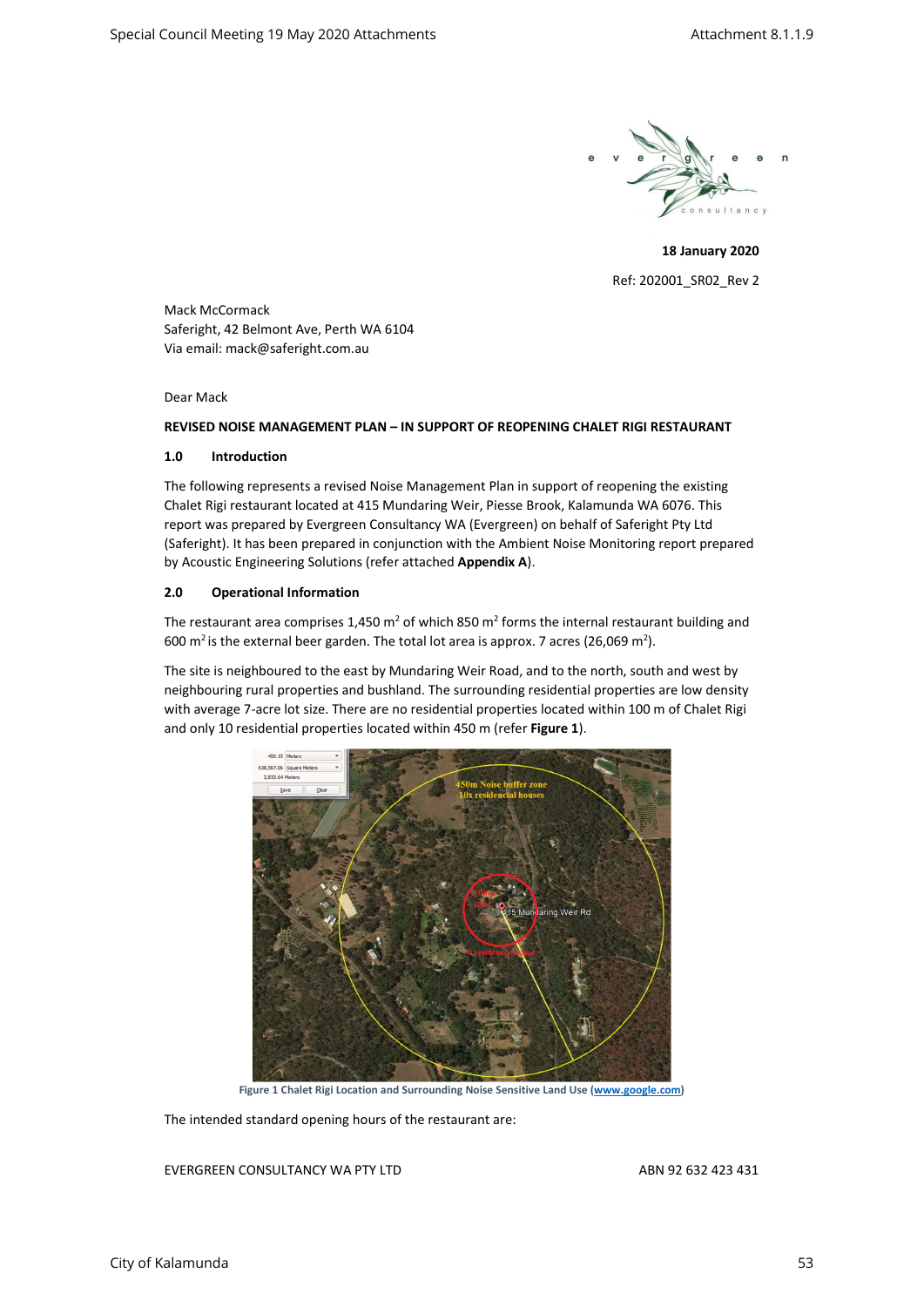18 January 2020

Ref: 202001_SR02_Rev 2

Mack McCormack
Saferight, 42 Belmont Ave, Perth WA 6104
Via email: mack@saferight.com.au

Dear Mack

**REVISED NOISE MANAGEMENT PLAN – IN SUPPORT OF REOPENING CHALET RIGI RESTAURANT**

## 1.0 Introduction

The following represents a revised Noise Management Plan in support of reopening the existing Chalet Rigi restaurant located at 415 Mundaring Weir, Piesse Brook, Kalamunda WA 6076. This report was prepared by Evergreen Consultancy WA (Evergreen) on behalf of Saferight Pty Ltd (Saferight). It has been prepared in conjunction with the Ambient Noise Monitoring report prepared by Acoustic Engineering Solutions (refer attached **Appendix A**).

## 2.0 Operational Information

The restaurant area comprises 1,450 m$^2$ of which 850 m$^2$ forms the internal restaurant building and 600 m$^2$ is the external beer garden. The total lot area is approx. 7 acres (26,069 m$^2$).

The site is neighboured to the east by Mundaring Weir Road, and to the north, south and west by neighbouring rural properties and bushland. The surrounding residential properties are low density with average 7-acre lot size. There are no residential properties located within 100 m of Chalet Rigi and only 10 residential properties located within 450 m (refer **Figure 1**).

Figure 1 Chalet Rigi Location and Surrounding Noise Sensitive Land Use (www.google.com)

The intended standard opening hours of the restaurant are:

EVERGREEN CONSULTANCY WA PTY LTD ABN 92 632 423 431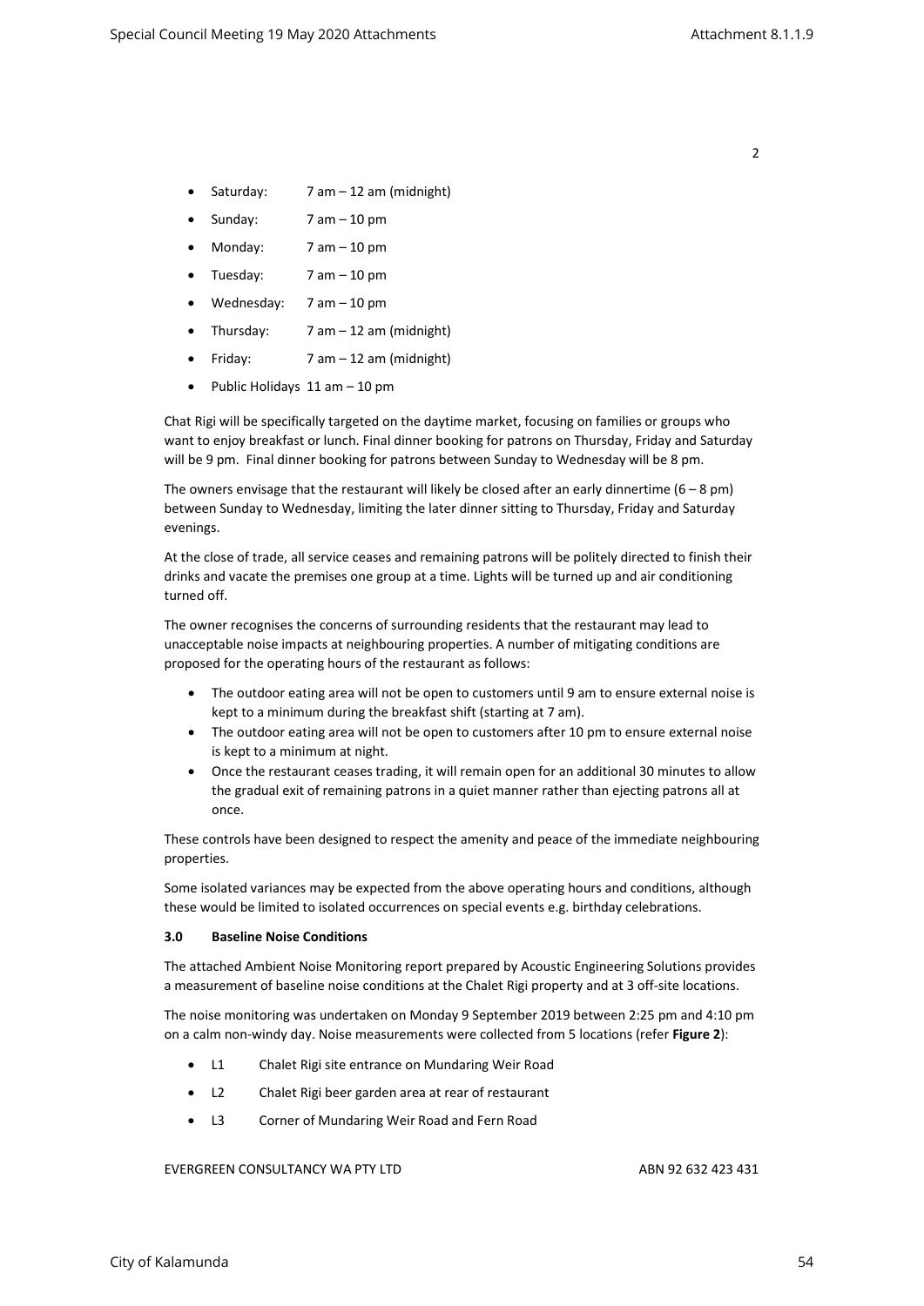- Saturday: 7 am – 12 am (midnight)
- Sunday: 7 am – 10 pm
- Monday: 7 am – 10 pm
- Tuesday: 7 am – 10 pm
- Wednesday: 7 am – 10 pm
- Thursday: 7 am – 12 am (midnight)
- Friday: 7 am – 12 am (midnight)
- Public Holidays 11 am – 10 pm

Chat Rigi will be specifically targeted on the daytime market, focusing on families or groups who want to enjoy breakfast or lunch. Final dinner booking for patrons on Thursday, Friday and Saturday will be 9 pm. Final dinner booking for patrons between Sunday to Wednesday will be 8 pm.

The owners envisage that the restaurant will likely be closed after an early dinnertime (6 – 8 pm) between Sunday to Wednesday, limiting the later dinner sitting to Thursday, Friday and Saturday evenings.

At the close of trade, all service ceases and remaining patrons will be politely directed to finish their drinks and vacate the premises one group at a time. Lights will be turned up and air conditioning turned off.

The owner recognises the concerns of surrounding residents that the restaurant may lead to unacceptable noise impacts at neighbouring properties. A number of mitigating conditions are proposed for the operating hours of the restaurant as follows:

- The outdoor eating area will not be open to customers until 9 am to ensure external noise is kept to a minimum during the breakfast shift (starting at 7 am).
- The outdoor eating area will not be open to customers after 10 pm to ensure external noise is kept to a minimum at night.
- Once the restaurant ceases trading, it will remain open for an additional 30 minutes to allow the gradual exit of remaining patrons in a quiet manner rather than ejecting patrons all at once.

These controls have been designed to respect the amenity and peace of the immediate neighbouring properties.

Some isolated variances may be expected from the above operating hours and conditions, although these would be limited to isolated occurrences on special events e.g. birthday celebrations.

### 3.0 Baseline Noise Conditions

The attached Ambient Noise Monitoring report prepared by Acoustic Engineering Solutions provides a measurement of baseline noise conditions at the Chalet Rigi property and at 3 off-site locations.

The noise monitoring was undertaken on Monday 9 September 2019 between 2:25 pm and 4:10 pm on a calm non-windy day. Noise measurements were collected from 5 locations (refer **Figure 2**):

- L1 Chalet Rigi site entrance on Mundaring Weir Road
- L2 Chalet Rigi beer garden area at rear of restaurant
- L3 Corner of Mundaring Weir Road and Fern Road

EVERGREEN CONSULTANCY WA PTY LTD ABN 92 632 423 431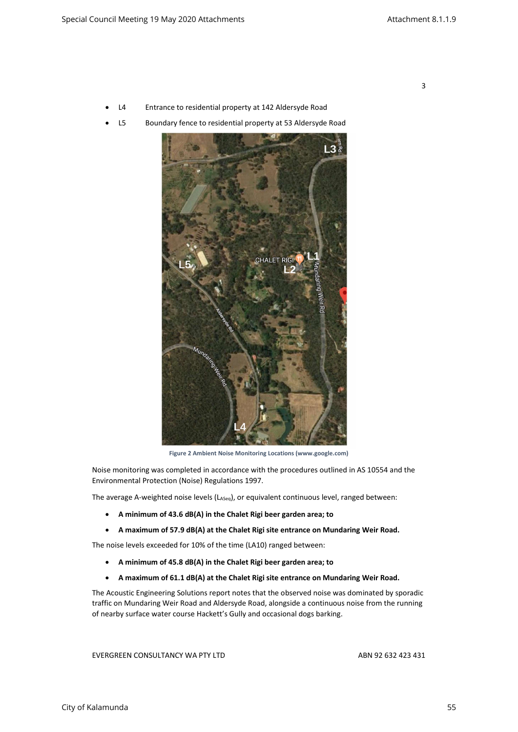- L4 Entrance to residential property at 142 Aldersyde Road
- L5 Boundary fence to residential property at 53 Aldersyde Road

**Figure 2 Ambient Noise Monitoring Locations (www.google.com)**

Noise monitoring was completed in accordance with the procedures outlined in AS 10554 and the Environmental Protection (Noise) Regulations 1997.

The average A-weighted noise levels ($L_{ASeq}$), or equivalent continuous level, ranged between:

- **A minimum of 43.6 dB(A) in the Chalet Rigi beer garden area; to**
- **A maximum of 57.9 dB(A) at the Chalet Rigi site entrance on Mundaring Weir Road.**

The noise levels exceeded for 10% of the time (LA10) ranged between:

- **A minimum of 45.8 dB(A) in the Chalet Rigi beer garden area; to**
- **A maximum of 61.1 dB(A) at the Chalet Rigi site entrance on Mundaring Weir Road.**

The Acoustic Engineering Solutions report notes that the observed noise was dominated by sporadic traffic on Mundaring Weir Road and Aldersyde Road, alongside a continuous noise from the running of nearby surface water course Hackett's Gully and occasional dogs barking.

EVERGREEN CONSULTANCY WA PTY LTD ABN 92 632 423 431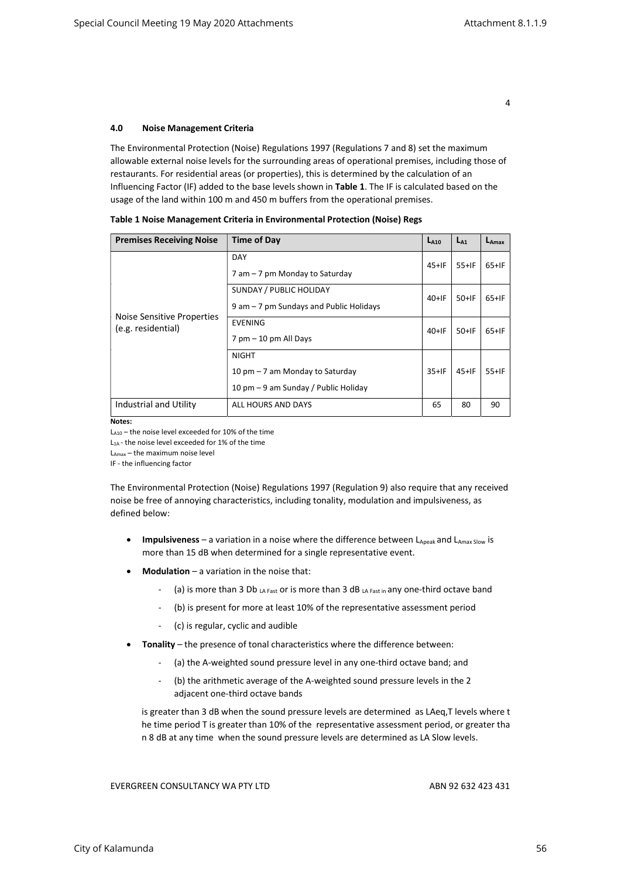## 4.0 Noise Management Criteria

The Environmental Protection (Noise) Regulations 1997 (Regulations 7 and 8) set the maximum allowable external noise levels for the surrounding areas of operational premises, including those of restaurants. For residential areas (or properties), this is determined by the calculation of an Influencing Factor (IF) added to the base levels shown in **Table 1**. The IF is calculated based on the usage of the land within 100 m and 450 m buffers from the operational premises.

**Table 1 Noise Management Criteria in Environmental Protection (Noise) Regs**

| Premises Receiving Noise | Time of Day | $L_{A10}$ | $L_{A1}$ | $L_{Amax}$ |
|---|---|---|---|---|
| Noise Sensitive Properties (e.g. residential) | DAY<br>7 am – 7 pm Monday to Saturday | 45+IF | 55+IF | 65+IF |
| | SUNDAY / PUBLIC HOLIDAY<br>9 am – 7 pm Sundays and Public Holidays | 40+IF | 50+IF | 65+IF |
| | EVENING<br>7 pm – 10 pm All Days | 40+IF | 50+IF | 65+IF |
| | NIGHT<br>10 pm – 7 am Monday to Saturday<br>10 pm – 9 am Sunday / Public Holiday | 35+IF | 45+IF | 55+IF |
| Industrial and Utility | ALL HOURS AND DAYS | 65 | 80 | 90 |

**Notes:**

$L_{A10}$ – the noise level exceeded for 10% of the time

$L_{1A}$ - the noise level exceeded for 1% of the time

$L_{Amax}$ – the maximum noise level

IF - the influencing factor

The Environmental Protection (Noise) Regulations 1997 (Regulation 9) also require that any received noise be free of annoying characteristics, including tonality, modulation and impulsiveness, as defined below:

- **Impulsiveness** – a variation in a noise where the difference between $L_{Apeak}$ and $L_{Amax\ Slow}$ is more than 15 dB when determined for a single representative event.
- **Modulation** – a variation in the noise that:
  - (a) is more than 3 Db $_{LA\ Fast}$ or is more than 3 dB $_{LA\ Fast\ in}$ any one-third octave band
  - (b) is present for more at least 10% of the representative assessment period
  - (c) is regular, cyclic and audible
- **Tonality** – the presence of tonal characteristics where the difference between:
  - (a) the A-weighted sound pressure level in any one-third octave band; and
  - (b) the arithmetic average of the A-weighted sound pressure levels in the 2 adjacent one-third octave bands

  is greater than 3 dB when the sound pressure levels are determined as LAeq,T levels where t he time period T is greater than 10% of the representative assessment period, or greater tha n 8 dB at any time when the sound pressure levels are determined as LA Slow levels.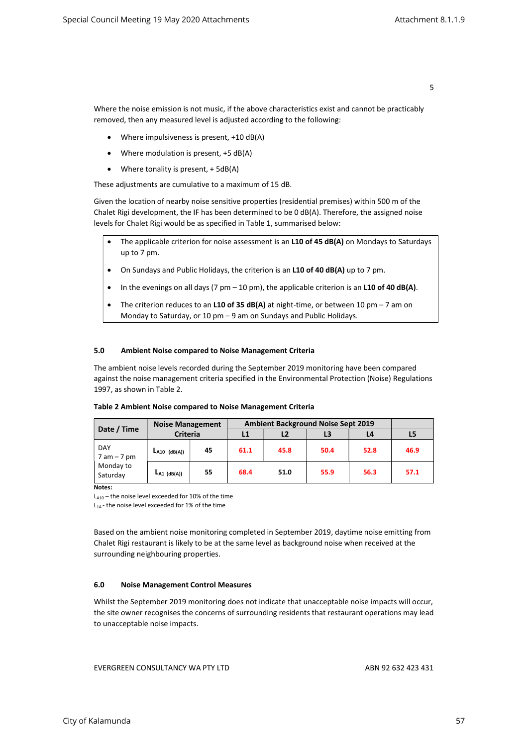Where the noise emission is not music, if the above characteristics exist and cannot be practicably removed, then any measured level is adjusted according to the following:

- Where impulsiveness is present, +10 dB(A)
- Where modulation is present, +5 dB(A)
- Where tonality is present, + 5dB(A)

These adjustments are cumulative to a maximum of 15 dB.

Given the location of nearby noise sensitive properties (residential premises) within 500 m of the Chalet Rigi development, the IF has been determined to be 0 dB(A). Therefore, the assigned noise levels for Chalet Rigi would be as specified in Table 1, summarised below:

- The applicable criterion for noise assessment is an **L10 of 45 dB(A)** on Mondays to Saturdays up to 7 pm.
- On Sundays and Public Holidays, the criterion is an **L10 of 40 dB(A)** up to 7 pm.
- In the evenings on all days (7 pm – 10 pm), the applicable criterion is an **L10 of 40 dB(A)**.
- The criterion reduces to an **L10 of 35 dB(A)** at night-time, or between 10 pm – 7 am on Monday to Saturday, or 10 pm – 9 am on Sundays and Public Holidays.

### 5.0 Ambient Noise compared to Noise Management Criteria

The ambient noise levels recorded during the September 2019 monitoring have been compared against the noise management criteria specified in the Environmental Protection (Noise) Regulations 1997, as shown in Table 2.

**Table 2 Ambient Noise compared to Noise Management Criteria**

| Date / Time | Noise Management Criteria | | Ambient Background Noise Sept 2019 | | | | |
|---|---|---|---|---|---|---|---|
| | | | L1 | L2 | L3 | L4 | L5 |
| DAY 7 am – 7 pm Monday to Saturday | $L_{A10}$ (dB(A)) | 45 | 61.1 | 45.8 | 50.4 | 52.8 | 46.9 |
| | $L_{A1}$ (dB(A)) | 55 | 68.4 | 51.0 | 55.9 | 56.3 | 57.1 |

**Notes:**

$L_{A10}$ – the noise level exceeded for 10% of the time

$L_{1A}$ - the noise level exceeded for 1% of the time

Based on the ambient noise monitoring completed in September 2019, daytime noise emitting from Chalet Rigi restaurant is likely to be at the same level as background noise when received at the surrounding neighbouring properties.

### 6.0 Noise Management Control Measures

Whilst the September 2019 monitoring does not indicate that unacceptable noise impacts will occur, the site owner recognises the concerns of surrounding residents that restaurant operations may lead to unacceptable noise impacts.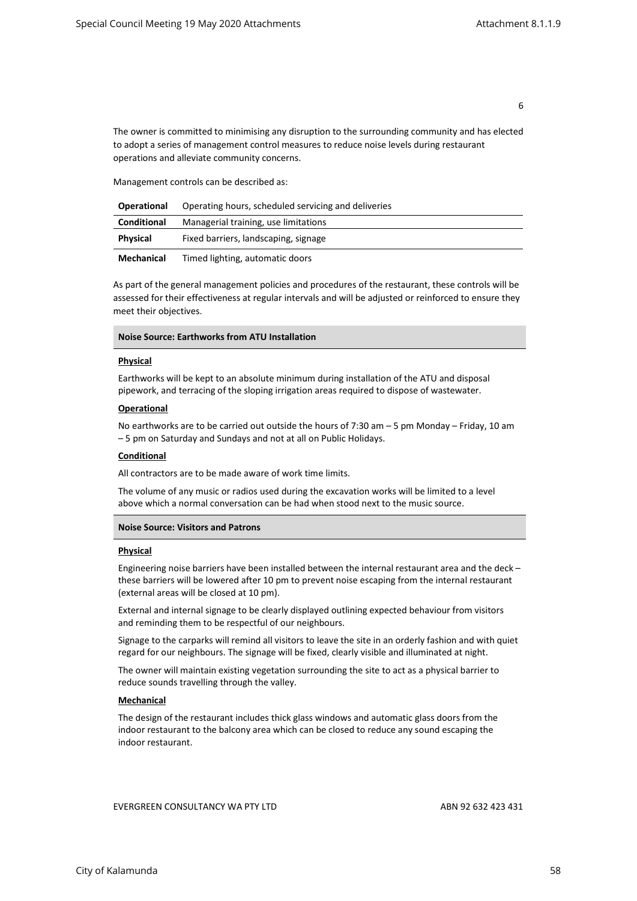The owner is committed to minimising any disruption to the surrounding community and has elected to adopt a series of management control measures to reduce noise levels during restaurant operations and alleviate community concerns.

Management controls can be described as:

| **Operational** | Operating hours, scheduled servicing and deliveries |
|---|---|
| **Conditional** | Managerial training, use limitations |
| **Physical** | Fixed barriers, landscaping, signage |
| **Mechanical** | Timed lighting, automatic doors |

As part of the general management policies and procedures of the restaurant, these controls will be assessed for their effectiveness at regular intervals and will be adjusted or reinforced to ensure they meet their objectives.

### Noise Source: Earthworks from ATU Installation

**Physical**

Earthworks will be kept to an absolute minimum during installation of the ATU and disposal pipework, and terracing of the sloping irrigation areas required to dispose of wastewater.

**Operational**

No earthworks are to be carried out outside the hours of 7:30 am – 5 pm Monday – Friday, 10 am – 5 pm on Saturday and Sundays and not at all on Public Holidays.

**Conditional**

All contractors are to be made aware of work time limits.

The volume of any music or radios used during the excavation works will be limited to a level above which a normal conversation can be had when stood next to the music source.

### Noise Source: Visitors and Patrons

**Physical**

Engineering noise barriers have been installed between the internal restaurant area and the deck – these barriers will be lowered after 10 pm to prevent noise escaping from the internal restaurant (external areas will be closed at 10 pm).

External and internal signage to be clearly displayed outlining expected behaviour from visitors and reminding them to be respectful of our neighbours.

Signage to the carparks will remind all visitors to leave the site in an orderly fashion and with quiet regard for our neighbours. The signage will be fixed, clearly visible and illuminated at night.

The owner will maintain existing vegetation surrounding the site to act as a physical barrier to reduce sounds travelling through the valley.

**Mechanical**

The design of the restaurant includes thick glass windows and automatic glass doors from the indoor restaurant to the balcony area which can be closed to reduce any sound escaping the indoor restaurant.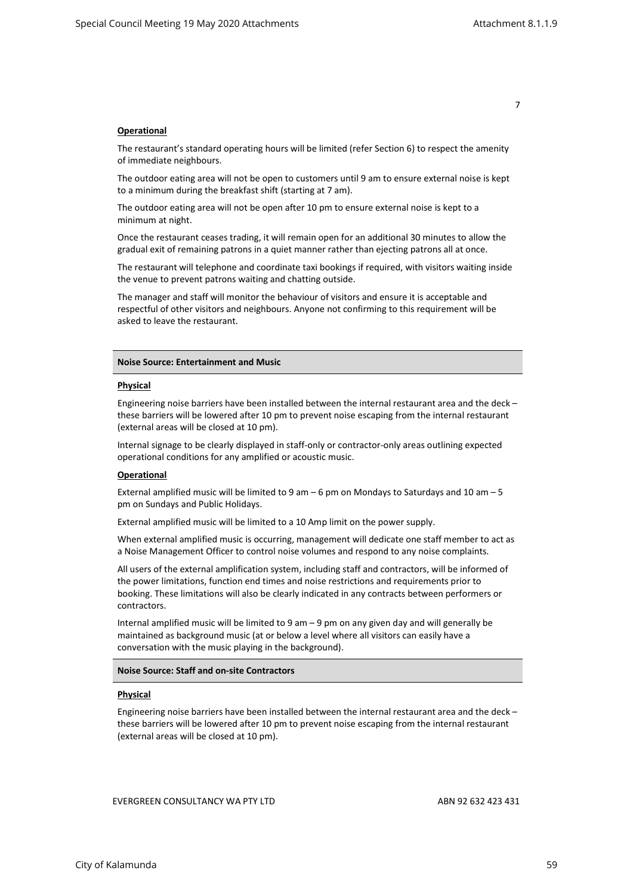**Operational**

The restaurant's standard operating hours will be limited (refer Section 6) to respect the amenity of immediate neighbours.

The outdoor eating area will not be open to customers until 9 am to ensure external noise is kept to a minimum during the breakfast shift (starting at 7 am).

The outdoor eating area will not be open after 10 pm to ensure external noise is kept to a minimum at night.

Once the restaurant ceases trading, it will remain open for an additional 30 minutes to allow the gradual exit of remaining patrons in a quiet manner rather than ejecting patrons all at once.

The restaurant will telephone and coordinate taxi bookings if required, with visitors waiting inside the venue to prevent patrons waiting and chatting outside.

The manager and staff will monitor the behaviour of visitors and ensure it is acceptable and respectful of other visitors and neighbours. Anyone not confirming to this requirement will be asked to leave the restaurant.

**Noise Source: Entertainment and Music**

**Physical**

Engineering noise barriers have been installed between the internal restaurant area and the deck – these barriers will be lowered after 10 pm to prevent noise escaping from the internal restaurant (external areas will be closed at 10 pm).

Internal signage to be clearly displayed in staff-only or contractor-only areas outlining expected operational conditions for any amplified or acoustic music.

**Operational**

External amplified music will be limited to 9 am – 6 pm on Mondays to Saturdays and 10 am – 5 pm on Sundays and Public Holidays.

External amplified music will be limited to a 10 Amp limit on the power supply.

When external amplified music is occurring, management will dedicate one staff member to act as a Noise Management Officer to control noise volumes and respond to any noise complaints.

All users of the external amplification system, including staff and contractors, will be informed of the power limitations, function end times and noise restrictions and requirements prior to booking. These limitations will also be clearly indicated in any contracts between performers or contractors.

Internal amplified music will be limited to 9 am – 9 pm on any given day and will generally be maintained as background music (at or below a level where all visitors can easily have a conversation with the music playing in the background).

**Noise Source: Staff and on-site Contractors**

**Physical**

Engineering noise barriers have been installed between the internal restaurant area and the deck – these barriers will be lowered after 10 pm to prevent noise escaping from the internal restaurant (external areas will be closed at 10 pm).

EVERGREEN CONSULTANCY WA PTY LTD ABN 92 632 423 431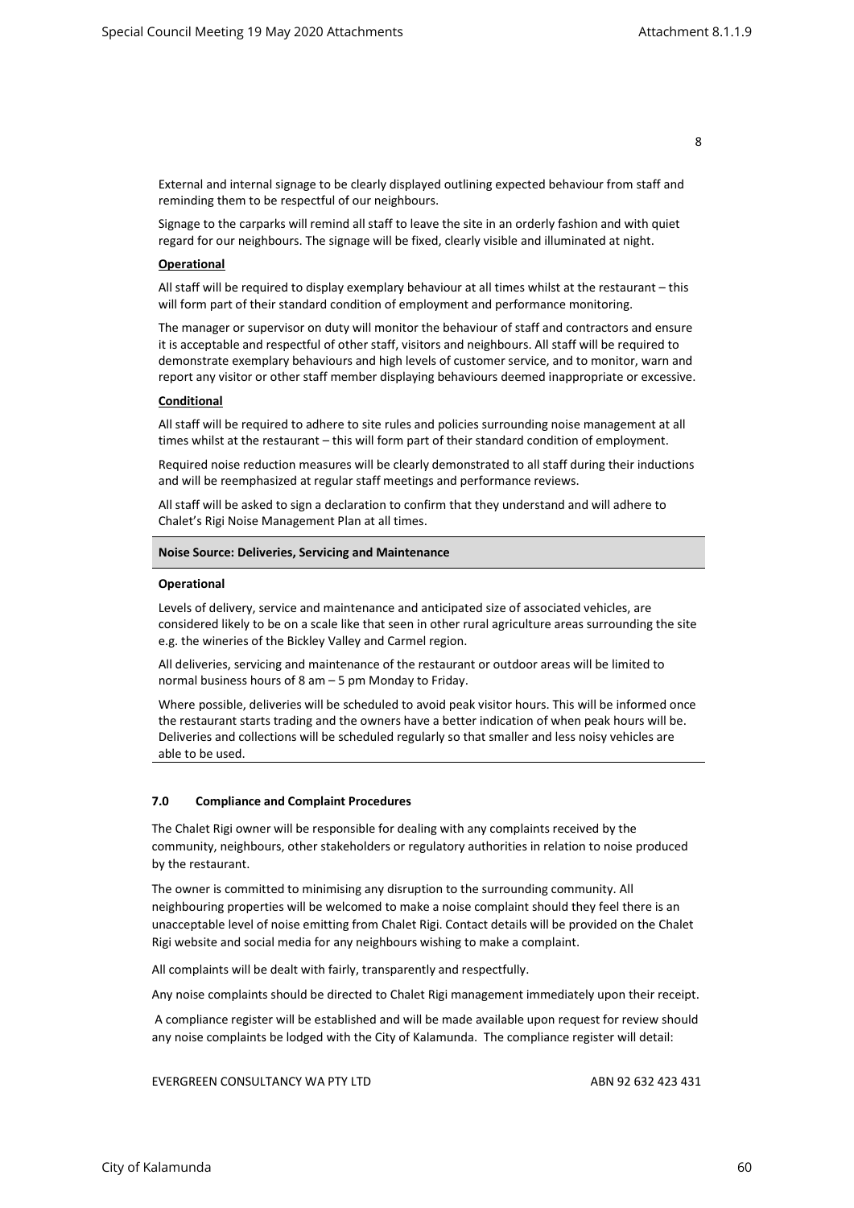External and internal signage to be clearly displayed outlining expected behaviour from staff and reminding them to be respectful of our neighbours.

Signage to the carparks will remind all staff to leave the site in an orderly fashion and with quiet regard for our neighbours. The signage will be fixed, clearly visible and illuminated at night.

**Operational**

All staff will be required to display exemplary behaviour at all times whilst at the restaurant – this will form part of their standard condition of employment and performance monitoring.

The manager or supervisor on duty will monitor the behaviour of staff and contractors and ensure it is acceptable and respectful of other staff, visitors and neighbours. All staff will be required to demonstrate exemplary behaviours and high levels of customer service, and to monitor, warn and report any visitor or other staff member displaying behaviours deemed inappropriate or excessive.

**Conditional**

All staff will be required to adhere to site rules and policies surrounding noise management at all times whilst at the restaurant – this will form part of their standard condition of employment.

Required noise reduction measures will be clearly demonstrated to all staff during their inductions and will be reemphasized at regular staff meetings and performance reviews.

All staff will be asked to sign a declaration to confirm that they understand and will adhere to Chalet's Rigi Noise Management Plan at all times.

**Noise Source: Deliveries, Servicing and Maintenance**

**Operational**

Levels of delivery, service and maintenance and anticipated size of associated vehicles, are considered likely to be on a scale like that seen in other rural agriculture areas surrounding the site e.g. the wineries of the Bickley Valley and Carmel region.

All deliveries, servicing and maintenance of the restaurant or outdoor areas will be limited to normal business hours of 8 am – 5 pm Monday to Friday.

Where possible, deliveries will be scheduled to avoid peak visitor hours. This will be informed once the restaurant starts trading and the owners have a better indication of when peak hours will be. Deliveries and collections will be scheduled regularly so that smaller and less noisy vehicles are able to be used.

## 7.0 Compliance and Complaint Procedures

The Chalet Rigi owner will be responsible for dealing with any complaints received by the community, neighbours, other stakeholders or regulatory authorities in relation to noise produced by the restaurant.

The owner is committed to minimising any disruption to the surrounding community. All neighbouring properties will be welcomed to make a noise complaint should they feel there is an unacceptable level of noise emitting from Chalet Rigi. Contact details will be provided on the Chalet Rigi website and social media for any neighbours wishing to make a complaint.

All complaints will be dealt with fairly, transparently and respectfully.

Any noise complaints should be directed to Chalet Rigi management immediately upon their receipt.

A compliance register will be established and will be made available upon request for review should any noise complaints be lodged with the City of Kalamunda. The compliance register will detail:

EVERGREEN CONSULTANCY WA PTY LTD ABN 92 632 423 431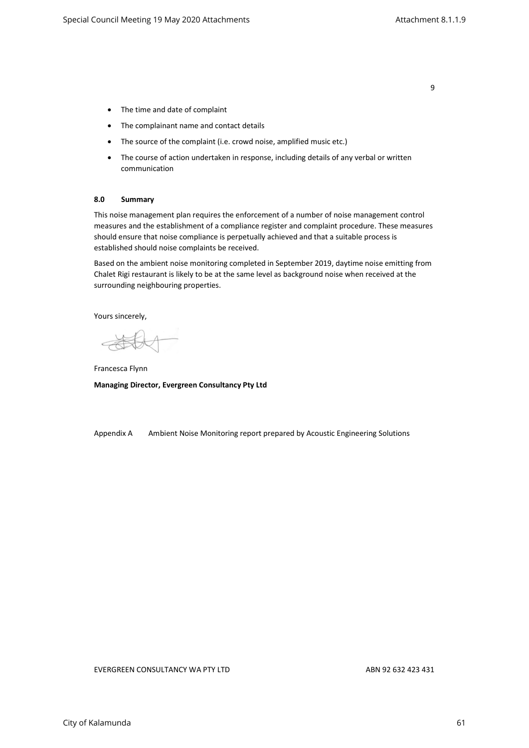- The time and date of complaint
- The complainant name and contact details
- The source of the complaint (i.e. crowd noise, amplified music etc.)
- The course of action undertaken in response, including details of any verbal or written communication

**8.0 Summary**

This noise management plan requires the enforcement of a number of noise management control measures and the establishment of a compliance register and complaint procedure. These measures should ensure that noise compliance is perpetually achieved and that a suitable process is established should noise complaints be received.

Based on the ambient noise monitoring completed in September 2019, daytime noise emitting from Chalet Rigi restaurant is likely to be at the same level as background noise when received at the surrounding neighbouring properties.

Yours sincerely,

Francesca Flynn

**Managing Director, Evergreen Consultancy Pty Ltd**

Appendix A Ambient Noise Monitoring report prepared by Acoustic Engineering Solutions

EVERGREEN CONSULTANCY WA PTY LTD ABN 92 632 423 431